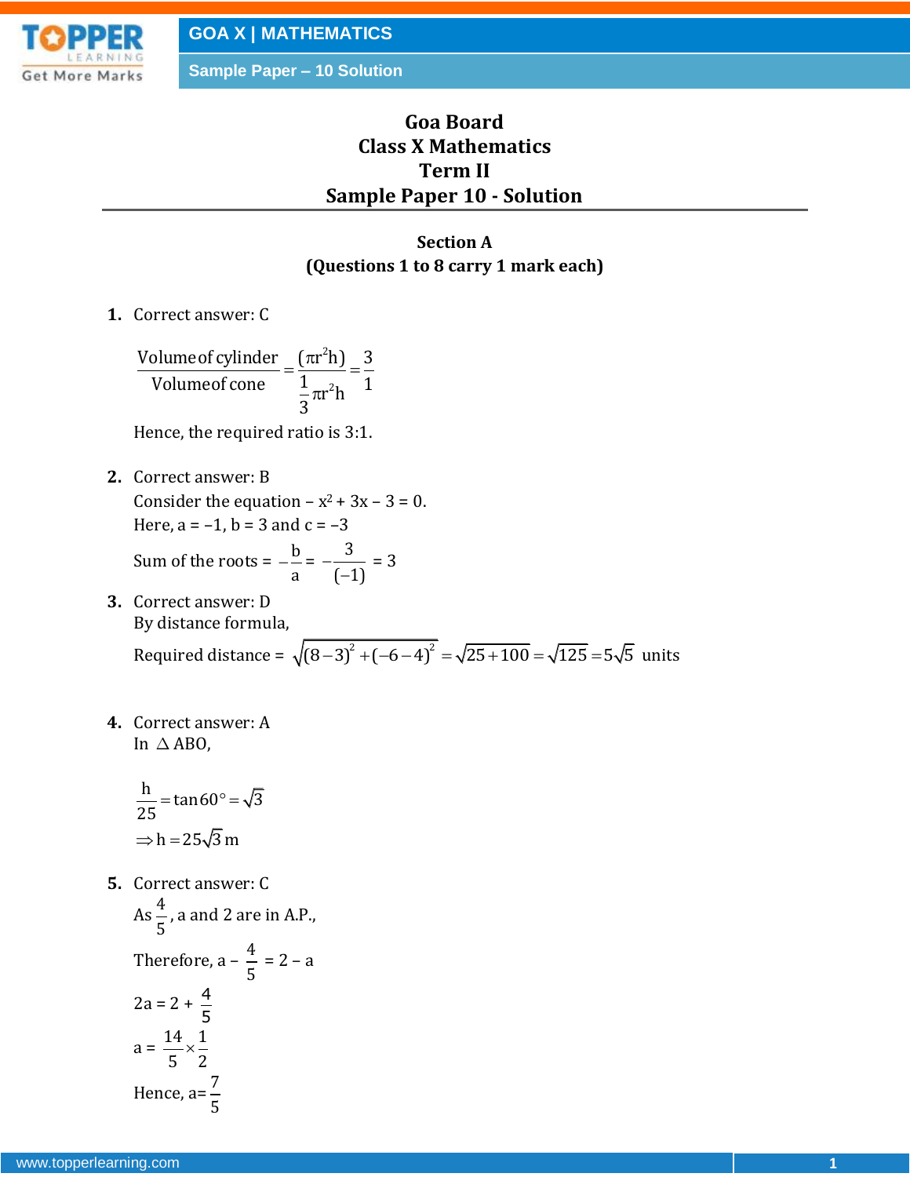# Goa Board
# Class X Mathematics
# Term II
# Sample Paper 10 - Solution

## Section A
### (Questions 1 to 8 carry 1 mark each)

**1.** Correct answer: C

$$\frac{\text{Volume of cylinder}}{\text{Volume of cone}} = \frac{(\pi r^2 h)}{\frac{1}{3}\pi r^2 h} = \frac{3}{1}$$

Hence, the required ratio is 3:1.

**2.** Correct answer: B

Consider the equation $-x^2 + 3x - 3 = 0$.

Here, $a = -1$, $b = 3$ and $c = -3$

Sum of the roots $= -\frac{b}{a} = -\frac{3}{(-1)} = 3$

**3.** Correct answer: D

By distance formula,

Required distance $= \sqrt{(8-3)^2 + (-6-4)^2} = \sqrt{25+100} = \sqrt{125} = 5\sqrt{5}$ units

**4.** Correct answer: A

In $\triangle$ ABO,

$$\frac{h}{25} = \tan 60° = \sqrt{3}$$

$$\Rightarrow h = 25\sqrt{3}\text{ m}$$

**5.** Correct answer: C

As $\frac{4}{5}$, a and 2 are in A.P.,

Therefore, $a - \frac{4}{5} = 2 - a$

$2a = 2 + \frac{4}{5}$

$a = \frac{14}{5} \times \frac{1}{2}$

Hence, $a = \frac{7}{5}$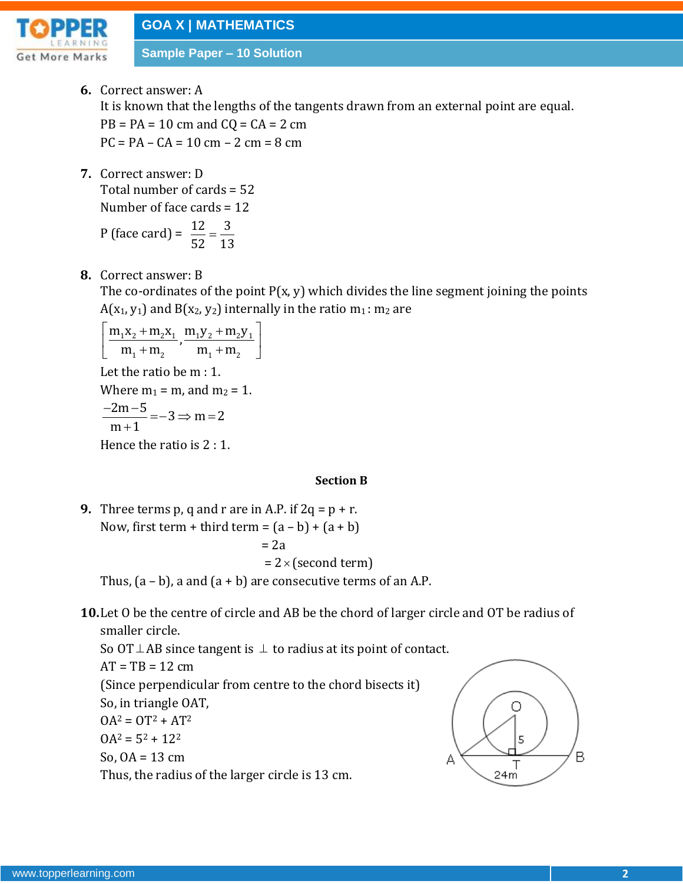**6.** Correct answer: A

It is known that the lengths of the tangents drawn from an external point are equal.

PB = PA = 10 cm and CQ = CA = 2 cm

PC = PA – CA = 10 cm – 2 cm = 8 cm

**7.** Correct answer: D

Total number of cards = 52

Number of face cards = 12

$$\text{P (face card)} = \frac{12}{52} = \frac{3}{13}$$

**8.** Correct answer: B

The co-ordinates of the point P(x, y) which divides the line segment joining the points $A(x_1, y_1)$ and $B(x_2, y_2)$ internally in the ratio $m_1 : m_2$ are

$$\left[\frac{m_1x_2 + m_2x_1}{m_1 + m_2}, \frac{m_1y_2 + m_2y_1}{m_1 + m_2}\right]$$

Let the ratio be m : 1.

Where $m_1 = m$, and $m_2 = 1$.

$$\frac{-2m - 5}{m + 1} = -3 \Rightarrow m = 2$$

Hence the ratio is 2 : 1.

### Section B

**9.** Three terms p, q and r are in A.P. if 2q = p + r.

Now, first term + third term = (a – b) + (a + b)

= 2a

= 2 × (second term)

Thus, (a – b), a and (a + b) are consecutive terms of an A.P.

**10.** Let O be the centre of circle and AB be the chord of larger circle and OT be radius of smaller circle.

So OT ⊥ AB since tangent is ⊥ to radius at its point of contact.

AT = TB = 12 cm

(Since perpendicular from centre to the chord bisects it)

So, in triangle OAT,

$OA^2 = OT^2 + AT^2$

$OA^2 = 5^2 + 12^2$

So, OA = 13 cm

Thus, the radius of the larger circle is 13 cm.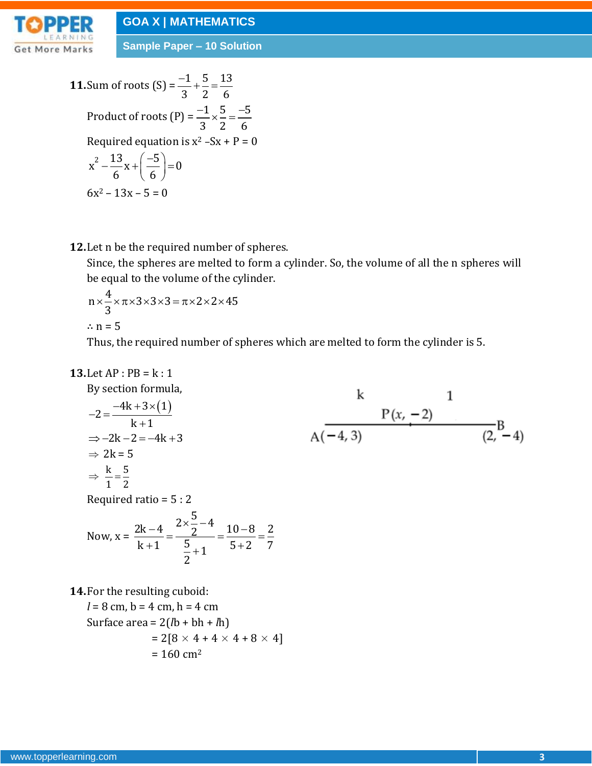**11.** Sum of roots (S) = $\frac{-1}{3}+\frac{5}{2}=\frac{13}{6}$

Product of roots (P) = $\frac{-1}{3}\times\frac{5}{2}=\frac{-5}{6}$

Required equation is $x^2$ –Sx + P = 0

$$x^2-\frac{13}{6}x+\left(\frac{-5}{6}\right)=0$$

$6x^2 - 13x - 5 = 0$

**12.** Let n be the required number of spheres.

Since, the spheres are melted to form a cylinder. So, the volume of all the n spheres will be equal to the volume of the cylinder.

$$n\times\frac{4}{3}\times\pi\times3\times3\times3=\pi\times2\times2\times45$$

$\therefore$ n = 5

Thus, the required number of spheres which are melted to form the cylinder is 5.

**13.** Let AP : PB = k : 1

By section formula,

$$-2=\frac{-4k+3\times(1)}{k+1}$$

$\Rightarrow -2k-2=-4k+3$

$\Rightarrow$ 2k = 5

$\Rightarrow \frac{k}{1}=\frac{5}{2}$

Required ratio = 5 : 2

Now, x = $\frac{2k-4}{k+1}=\frac{2\times\frac{5}{2}-4}{\frac{5}{2}+1}=\frac{10-8}{5+2}=\frac{2}{7}$

(Figure: line segment from A(−4, 3) to B(2, −4), with point P(x, −2) dividing it in ratio k : 1)

**14.** For the resulting cuboid:

*l* = 8 cm, b = 4 cm, h = 4 cm

Surface area = 2(*l*b + bh + *l*h)

= 2[8 × 4 + 4 × 4 + 8 × 4]

= 160 cm$^2$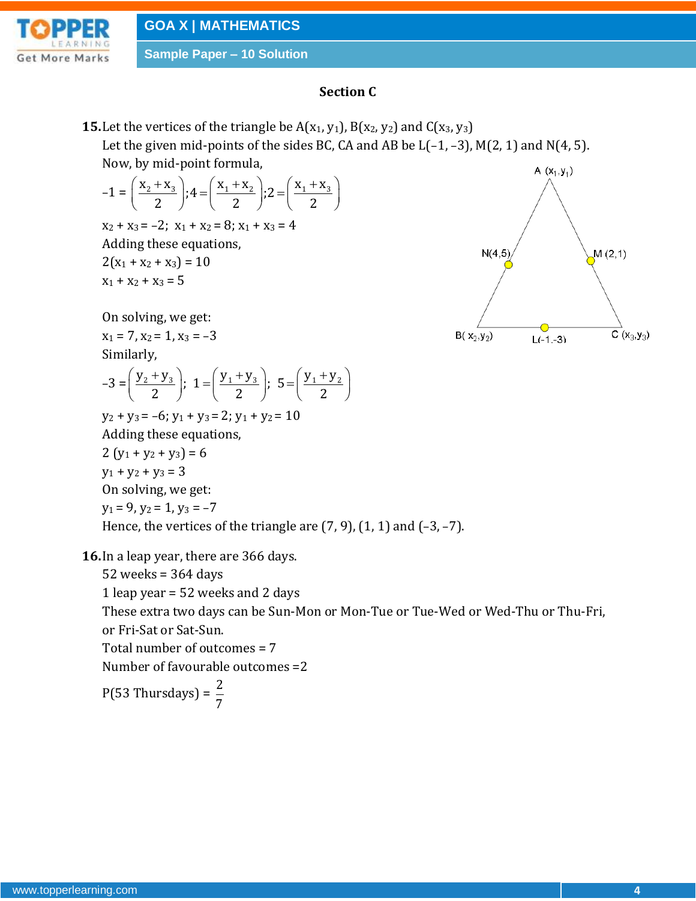## Section C

**15.** Let the vertices of the triangle be $A(x_1, y_1)$, $B(x_2, y_2)$ and $C(x_3, y_3)$

Let the given mid-points of the sides BC, CA and AB be L(–1, –3), M(2, 1) and N(4, 5).

Now, by mid-point formula,

$$-1 = \left(\frac{x_2 + x_3}{2}\right); 4 = \left(\frac{x_1 + x_2}{2}\right); 2 = \left(\frac{x_1 + x_3}{2}\right)$$

$x_2 + x_3 = -2$; $x_1 + x_2 = 8$; $x_1 + x_3 = 4$

Adding these equations,

$2(x_1 + x_2 + x_3) = 10$

$x_1 + x_2 + x_3 = 5$

On solving, we get:

$x_1 = 7, x_2 = 1, x_3 = -3$

Similarly,

$$-3 = \left(\frac{y_2 + y_3}{2}\right); \ 1 = \left(\frac{y_1 + y_3}{2}\right); \ 5 = \left(\frac{y_1 + y_2}{2}\right)$$

$y_2 + y_3 = -6$; $y_1 + y_3 = 2$; $y_1 + y_2 = 10$

Adding these equations,

$2(y_1 + y_2 + y_3) = 6$

$y_1 + y_2 + y_3 = 3$

On solving, we get:

$y_1 = 9, y_2 = 1, y_3 = -7$

Hence, the vertices of the triangle are (7, 9), (1, 1) and (–3, –7).

**16.** In a leap year, there are 366 days.

52 weeks = 364 days

1 leap year = 52 weeks and 2 days

These extra two days can be Sun-Mon or Mon-Tue or Tue-Wed or Wed-Thu or Thu-Fri, or Fri-Sat or Sat-Sun.

Total number of outcomes = 7

Number of favourable outcomes = 2

$$P(53 \text{ Thursdays}) = \frac{2}{7}$$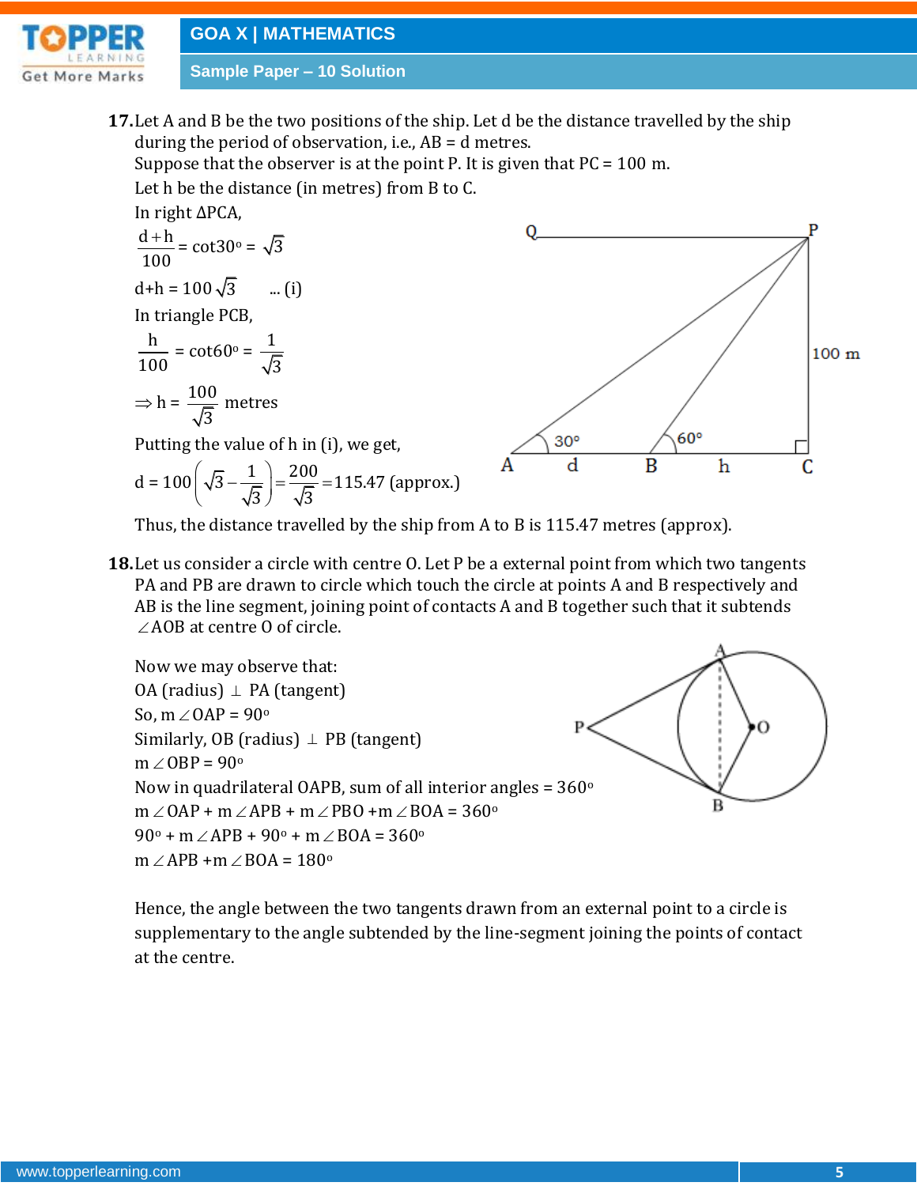**17.** Let A and B be the two positions of the ship. Let d be the distance travelled by the ship during the period of observation, i.e., AB = d metres.

Suppose that the observer is at the point P. It is given that PC = 100 m.

Let h be the distance (in metres) from B to C.

In right ΔPCA,

$$\frac{d+h}{100} = \cot 30^\circ = \sqrt{3}$$

$d+h = 100\sqrt{3}$ ... (i)

In triangle PCB,

$$\frac{h}{100} = \cot 60^\circ = \frac{1}{\sqrt{3}}$$

$$\Rightarrow h = \frac{100}{\sqrt{3}} \text{ metres}$$

Putting the value of h in (i), we get,

$$d = 100\left(\sqrt{3} - \frac{1}{\sqrt{3}}\right) = \frac{200}{\sqrt{3}} = 115.47 \text{ (approx.)}$$

Thus, the distance travelled by the ship from A to B is 115.47 metres (approx).

**18.** Let us consider a circle with centre O. Let P be a external point from which two tangents PA and PB are drawn to circle which touch the circle at points A and B respectively and AB is the line segment, joining point of contacts A and B together such that it subtends $\angle AOB$ at centre O of circle.

Now we may observe that:

OA (radius) $\perp$ PA (tangent)

So, $m\angle OAP = 90^\circ$

Similarly, OB (radius) $\perp$ PB (tangent)

$m\angle OBP = 90^\circ$

Now in quadrilateral OAPB, sum of all interior angles = $360^\circ$

$m\angle OAP + m\angle APB + m\angle PBO + m\angle BOA = 360^\circ$

$90^\circ + m\angle APB + 90^\circ + m\angle BOA = 360^\circ$

$m\angle APB + m\angle BOA = 180^\circ$

Hence, the angle between the two tangents drawn from an external point to a circle is supplementary to the angle subtended by the line-segment joining the points of contact at the centre.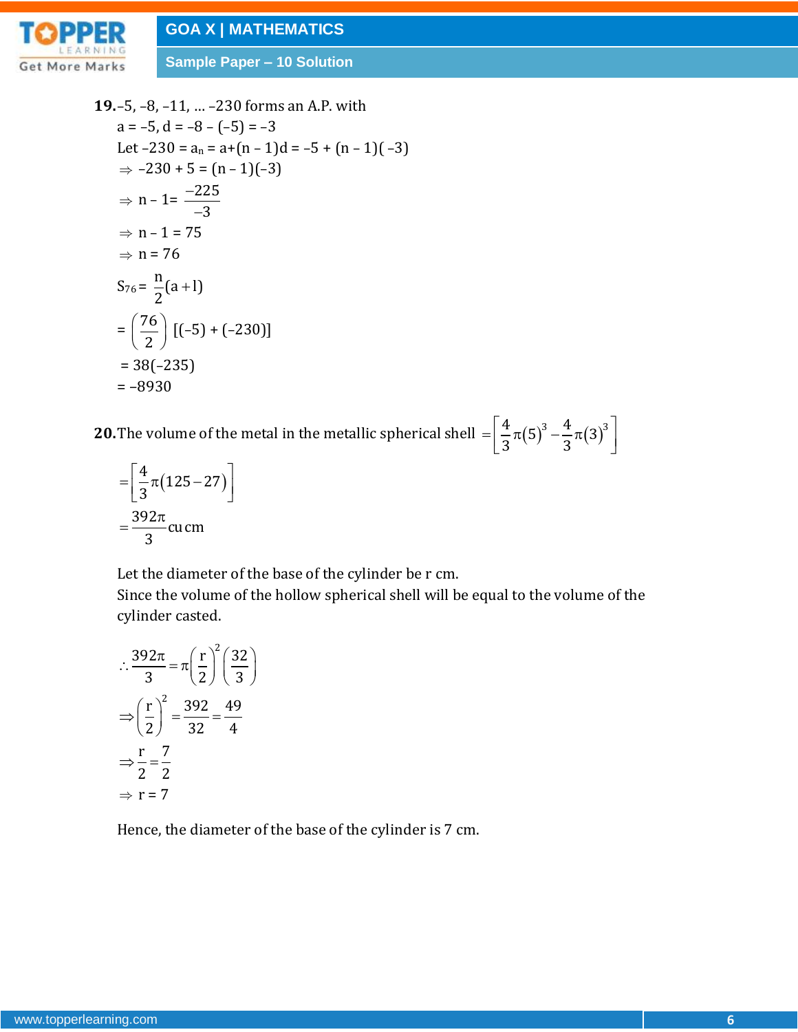**19.** –5, –8, –11, ... –230 forms an A.P. with

$a = -5, d = -8 - (-5) = -3$

Let $-230 = a_n = a+(n-1)d = -5 + (n-1)(-3)$

$\Rightarrow -230 + 5 = (n-1)(-3)$

$\Rightarrow n - 1 = \frac{-225}{-3}$

$\Rightarrow n - 1 = 75$

$\Rightarrow n = 76$

$S_{76} = \frac{n}{2}(a + l)$

$= \left(\frac{76}{2}\right)[(-5) + (-230)]$

$= 38(-235)$

$= -8930$

**20.** The volume of the metal in the metallic spherical shell $= \left[\frac{4}{3}\pi(5)^3 - \frac{4}{3}\pi(3)^3\right]$

$= \left[\frac{4}{3}\pi(125 - 27)\right]$

$= \frac{392\pi}{3}$ cu cm

Let the diameter of the base of the cylinder be r cm.

Since the volume of the hollow spherical shell will be equal to the volume of the cylinder casted.

$\therefore \frac{392\pi}{3} = \pi\left(\frac{r}{2}\right)^2\left(\frac{32}{3}\right)$

$\Rightarrow \left(\frac{r}{2}\right)^2 = \frac{392}{32} = \frac{49}{4}$

$\Rightarrow \frac{r}{2} = \frac{7}{2}$

$\Rightarrow r = 7$

Hence, the diameter of the base of the cylinder is 7 cm.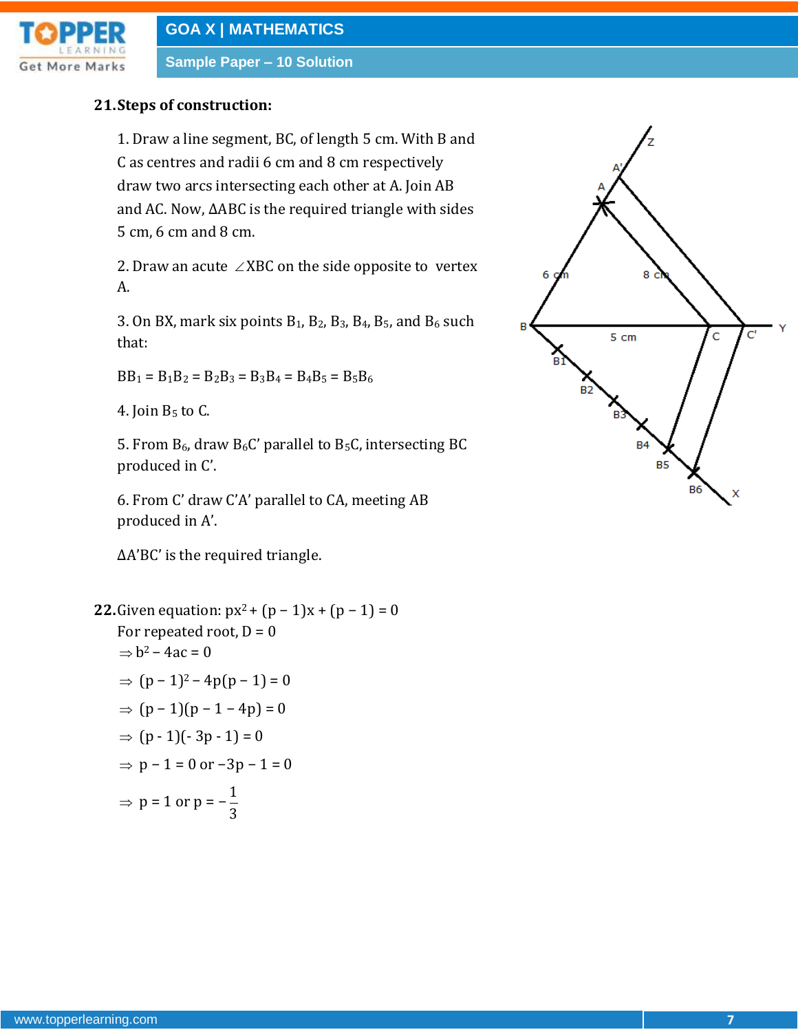**21. Steps of construction:**

1. Draw a line segment, BC, of length 5 cm. With B and C as centres and radii 6 cm and 8 cm respectively draw two arcs intersecting each other at A. Join AB and AC. Now, ΔABC is the required triangle with sides 5 cm, 6 cm and 8 cm.

2. Draw an acute ∠XBC on the side opposite to vertex A.

3. On BX, mark six points $B_1$, $B_2$, $B_3$, $B_4$, $B_5$, and $B_6$ such that:

   $BB_1 = B_1B_2 = B_2B_3 = B_3B_4 = B_4B_5 = B_5B_6$

4. Join $B_5$ to C.

5. From $B_6$, draw $B_6C'$ parallel to $B_5C$, intersecting BC produced in C'.

6. From C' draw C'A' parallel to CA, meeting AB produced in A'.

ΔA'BC' is the required triangle.

**22.** Given equation: $px^2 + (p - 1)x + (p - 1) = 0$

For repeated root, D = 0

$\Rightarrow b^2 - 4ac = 0$

$\Rightarrow (p - 1)^2 - 4p(p - 1) = 0$

$\Rightarrow (p - 1)(p - 1 - 4p) = 0$

$\Rightarrow (p - 1)(-3p - 1) = 0$

$\Rightarrow p - 1 = 0 \text{ or } -3p - 1 = 0$

$\Rightarrow p = 1 \text{ or } p = -\frac{1}{3}$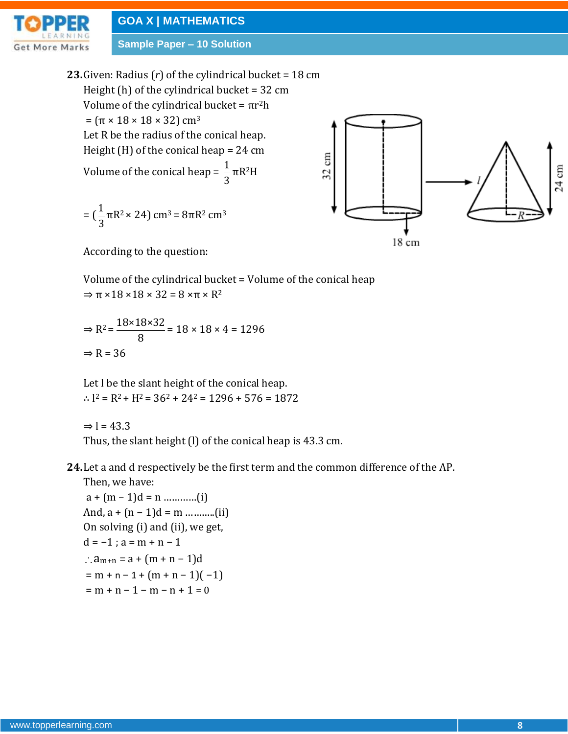**23.** Given: Radius ($r$) of the cylindrical bucket = 18 cm

Height (h) of the cylindrical bucket = 32 cm

Volume of the cylindrical bucket = $\pi r^2 h$

= $(\pi \times 18 \times 18 \times 32)$ cm$^3$

Let R be the radius of the conical heap.

Height (H) of the conical heap = 24 cm

Volume of the conical heap = $\frac{1}{3}\pi R^2 H$

= $(\frac{1}{3}\pi R^2 \times 24)$ cm$^3$ = $8\pi R^2$ cm$^3$

According to the question:

Volume of the cylindrical bucket = Volume of the conical heap

$\Rightarrow \pi \times 18 \times 18 \times 32 = 8 \times \pi \times R^2$

$\Rightarrow R^2 = \frac{18 \times 18 \times 32}{8} = 18 \times 18 \times 4 = 1296$

$\Rightarrow R = 36$

Let l be the slant height of the conical heap.

$\therefore l^2 = R^2 + H^2 = 36^2 + 24^2 = 1296 + 576 = 1872$

$\Rightarrow l = 43.3$

Thus, the slant height (l) of the conical heap is 43.3 cm.

**24.** Let a and d respectively be the first term and the common difference of the AP.

Then, we have:

$a + (m - 1)d = n$ ............(i)

And, $a + (n - 1)d = m$ ...........(ii)

On solving (i) and (ii), we get,

$d = -1$ ; $a = m + n - 1$

$\therefore a_{m+n} = a + (m + n - 1)d$

$= m + n - 1 + (m + n - 1)(-1)$

$= m + n - 1 - m - n + 1 = 0$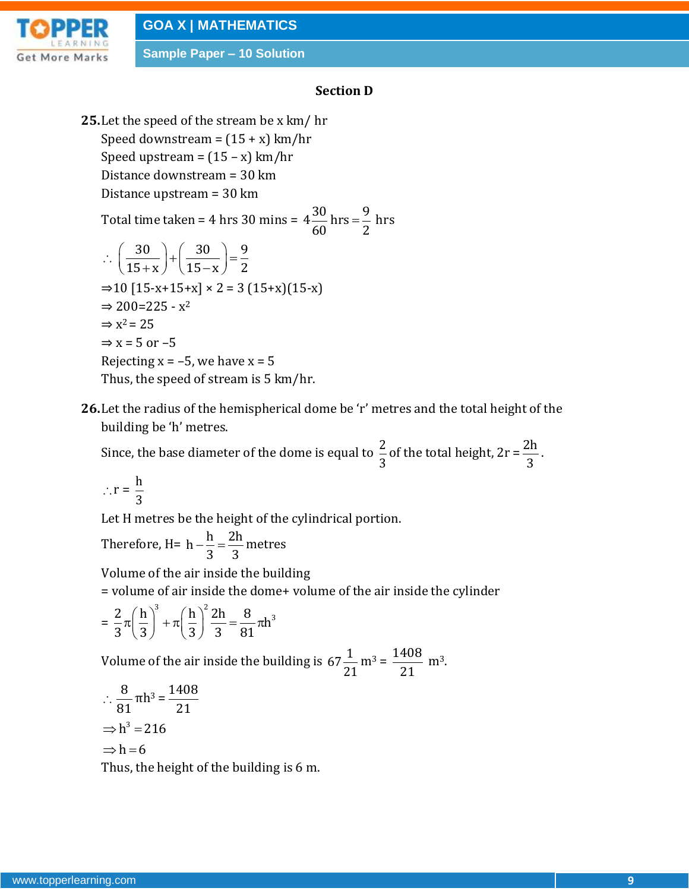### Section D

**25.** Let the speed of the stream be x km/ hr

Speed downstream = (15 + x) km/hr

Speed upstream = (15 – x) km/hr

Distance downstream = 30 km

Distance upstream = 30 km

Total time taken = 4 hrs 30 mins = $4\frac{30}{60}$ hrs $= \frac{9}{2}$ hrs

$\therefore \left(\frac{30}{15+x}\right)+\left(\frac{30}{15-x}\right)=\frac{9}{2}$

$\Rightarrow 10\,[15-x+15+x] \times 2 = 3\,(15+x)(15-x)$

$\Rightarrow 200 = 225 - x^2$

$\Rightarrow x^2 = 25$

$\Rightarrow x = 5$ or $-5$

Rejecting x = –5, we have x = 5

Thus, the speed of stream is 5 km/hr.

**26.** Let the radius of the hemispherical dome be 'r' metres and the total height of the building be 'h' metres.

Since, the base diameter of the dome is equal to $\frac{2}{3}$ of the total height, $2r = \frac{2h}{3}$.

$\therefore r = \frac{h}{3}$

Let H metres be the height of the cylindrical portion.

Therefore, H= $h - \frac{h}{3} = \frac{2h}{3}$ metres

Volume of the air inside the building

= volume of air inside the dome+ volume of the air inside the cylinder

$= \frac{2}{3}\pi\left(\frac{h}{3}\right)^3 + \pi\left(\frac{h}{3}\right)^2\frac{2h}{3} = \frac{8}{81}\pi h^3$

Volume of the air inside the building is $67\frac{1}{21}$ m$^3$ = $\frac{1408}{21}$ m$^3$.

$\therefore \frac{8}{81}\pi h^3 = \frac{1408}{21}$

$\Rightarrow h^3 = 216$

$\Rightarrow h = 6$

Thus, the height of the building is 6 m.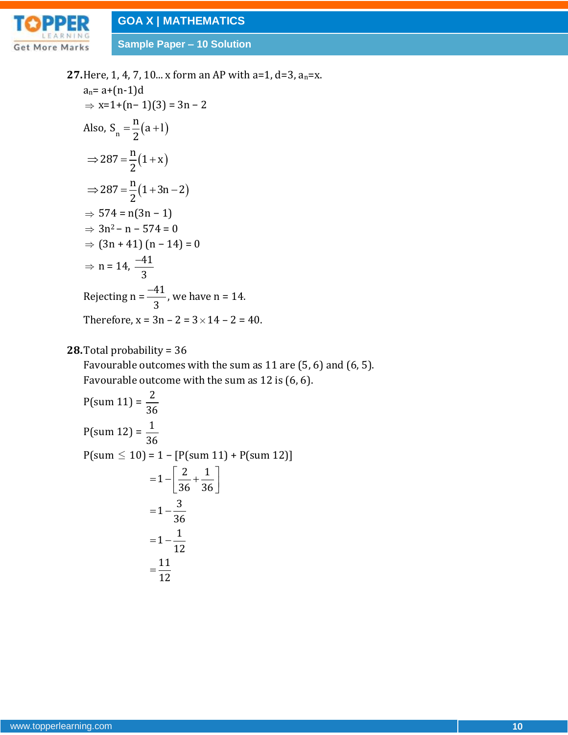**27.** Here, 1, 4, 7, 10... x form an AP with $a=1$, $d=3$, $a_n=x$.

$a_n = a+(n-1)d$

$\Rightarrow x=1+(n-1)(3) = 3n - 2$

Also, $S_n = \frac{n}{2}(a+l)$

$\Rightarrow 287 = \frac{n}{2}(1+x)$

$\Rightarrow 287 = \frac{n}{2}(1+3n-2)$

$\Rightarrow 574 = n(3n - 1)$

$\Rightarrow 3n^2 - n - 574 = 0$

$\Rightarrow (3n + 41)(n - 14) = 0$

$\Rightarrow n = 14, \frac{-41}{3}$

Rejecting $n = \frac{-41}{3}$, we have $n = 14$.

Therefore, $x = 3n - 2 = 3 \times 14 - 2 = 40$.

**28.** Total probability = 36

Favourable outcomes with the sum as 11 are (5, 6) and (6, 5).

Favourable outcome with the sum as 12 is (6, 6).

P(sum 11) = $\frac{2}{36}$

P(sum 12) = $\frac{1}{36}$

P(sum $\leq$ 10) = 1 − [P(sum 11) + P(sum 12)]

$$= 1 - \left[\frac{2}{36} + \frac{1}{36}\right]$$

$$= 1 - \frac{3}{36}$$

$$= 1 - \frac{1}{12}$$

$$= \frac{11}{12}$$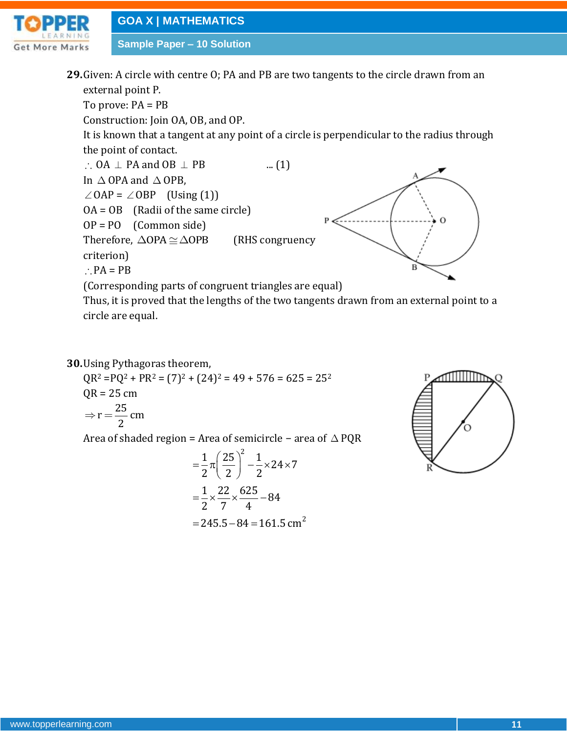**29.** Given: A circle with centre O; PA and PB are two tangents to the circle drawn from an external point P.

To prove: PA = PB

Construction: Join OA, OB, and OP.

It is known that a tangent at any point of a circle is perpendicular to the radius through the point of contact.

$\therefore$ OA $\perp$ PA and OB $\perp$ PB ... (1)

In $\triangle$ OPA and $\triangle$ OPB,

$\angle$OAP = $\angle$OBP (Using (1))

OA = OB (Radii of the same circle)

OP = PO (Common side)

Therefore, $\triangle OPA \cong \triangle OPB$ (RHS congruency criterion)

$\therefore$ PA = PB

(Corresponding parts of congruent triangles are equal)

Thus, it is proved that the lengths of the two tangents drawn from an external point to a circle are equal.

**30.** Using Pythagoras theorem,

$QR^2 = PQ^2 + PR^2 = (7)^2 + (24)^2 = 49 + 576 = 625 = 25^2$

QR = 25 cm

$$\Rightarrow r = \frac{25}{2}\text{ cm}$$

Area of shaded region = Area of semicircle − area of $\triangle$ PQR

$$= \frac{1}{2}\pi\left(\frac{25}{2}\right)^2 - \frac{1}{2}\times 24\times 7$$

$$= \frac{1}{2}\times\frac{22}{7}\times\frac{625}{4} - 84$$

$$= 245.5 - 84 = 161.5\text{ cm}^2$$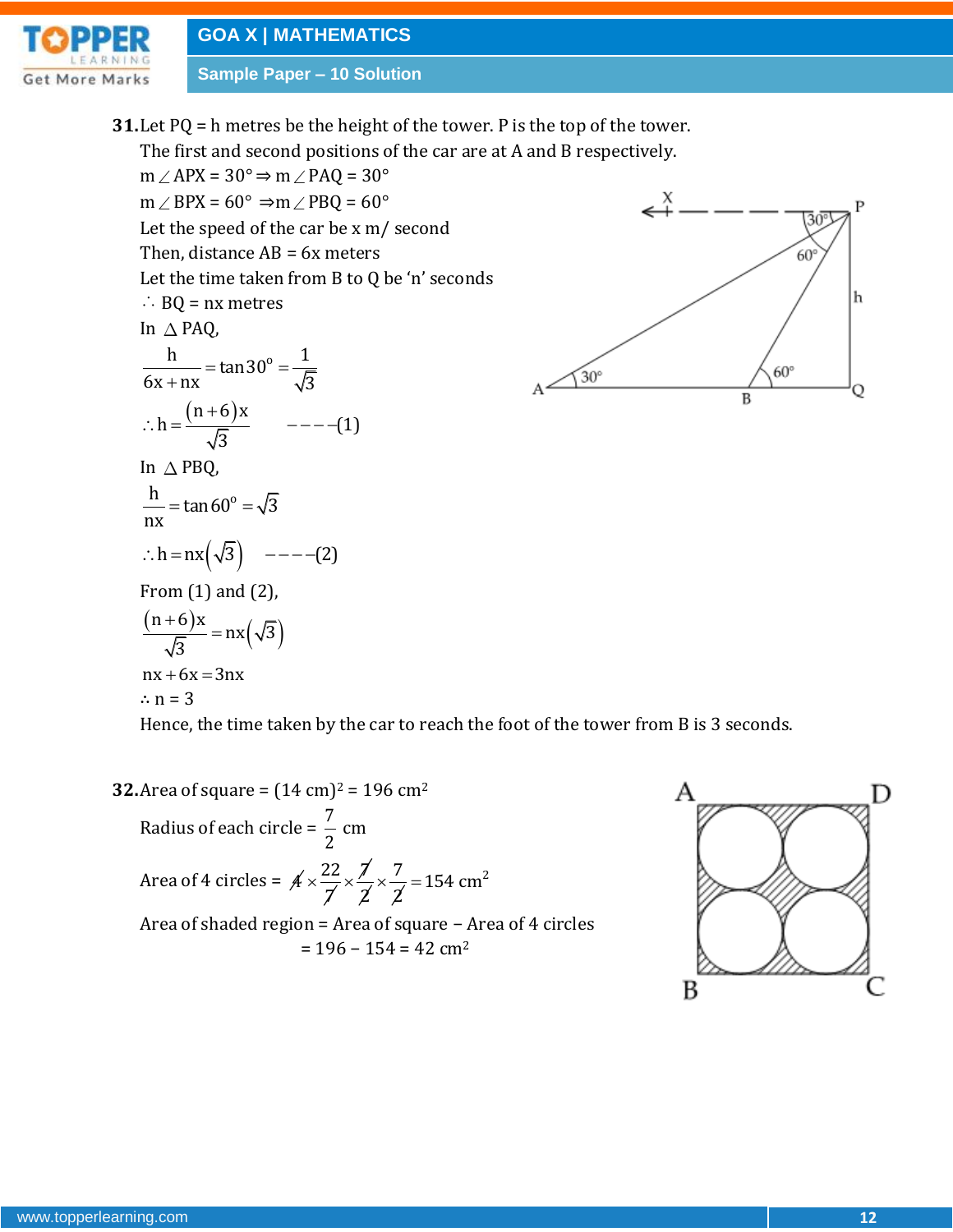**31.** Let PQ = h metres be the height of the tower. P is the top of the tower.

The first and second positions of the car are at A and B respectively.

$m\angle APX = 30° \Rightarrow m\angle PAQ = 30°$

$m\angle BPX = 60° \Rightarrow m\angle PBQ = 60°$

Let the speed of the car be x m/ second

Then, distance AB = 6x meters

Let the time taken from B to Q be 'n' seconds

$\therefore$ BQ = nx metres

In $\triangle$ PAQ,

$$\frac{h}{6x+nx} = \tan 30^{\circ} = \frac{1}{\sqrt{3}}$$

$$\therefore h = \frac{(n+6)x}{\sqrt{3}} \quad ----(1)$$

In $\triangle$ PBQ,

$$\frac{h}{nx} = \tan 60^{\circ} = \sqrt{3}$$

$$\therefore h = nx\left(\sqrt{3}\right) \quad ----(2)$$

From (1) and (2),

$$\frac{(n+6)x}{\sqrt{3}} = nx\left(\sqrt{3}\right)$$

$$nx + 6x = 3nx$$

$\therefore$ n = 3

Hence, the time taken by the car to reach the foot of the tower from B is 3 seconds.

**32.** Area of square = $(14 \text{ cm})^2 = 196 \text{ cm}^2$

Radius of each circle = $\frac{7}{2}$ cm

Area of 4 circles = $4 \times \frac{22}{7} \times \frac{7}{2} \times \frac{7}{2} = 154 \text{ cm}^2$

Area of shaded region = Area of square − Area of 4 circles

= 196 − 154 = 42 cm²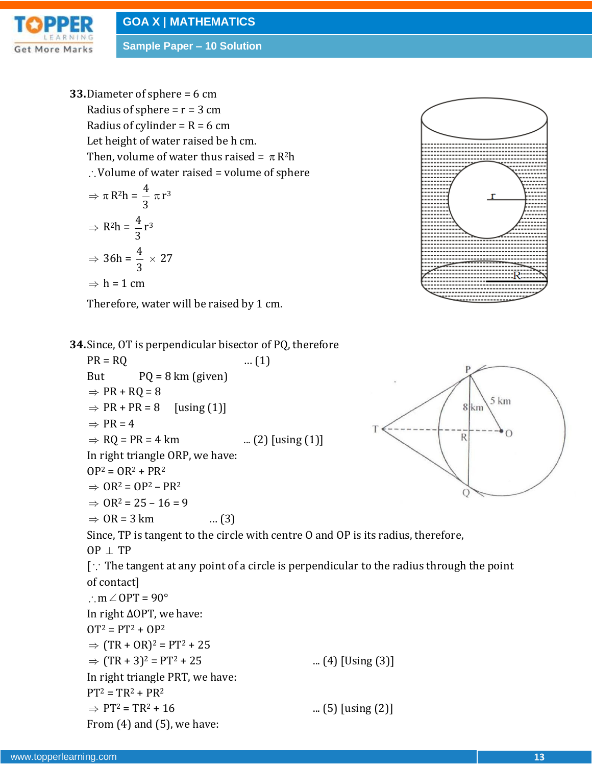**33.** Diameter of sphere = 6 cm

Radius of sphere = r = 3 cm

Radius of cylinder = R = 6 cm

Let height of water raised be h cm.

Then, volume of water thus raised = $\pi R^2 h$

$\therefore$ Volume of water raised = volume of sphere

$\Rightarrow \pi R^2 h = \frac{4}{3}\pi r^3$

$\Rightarrow R^2 h = \frac{4}{3} r^3$

$\Rightarrow 36h = \frac{4}{3} \times 27$

$\Rightarrow h = 1$ cm

Therefore, water will be raised by 1 cm.

**34.** Since, OT is perpendicular bisector of PQ, therefore

PR = RQ ... (1)

But PQ = 8 km (given)

$\Rightarrow$ PR + RQ = 8

$\Rightarrow$ PR + PR = 8 [using (1)]

$\Rightarrow$ PR = 4

$\Rightarrow$ RQ = PR = 4 km ... (2) [using (1)]

In right triangle ORP, we have:

$OP^2 = OR^2 + PR^2$

$\Rightarrow OR^2 = OP^2 - PR^2$

$\Rightarrow OR^2 = 25 - 16 = 9$

$\Rightarrow$ OR = 3 km ... (3)

Since, TP is tangent to the circle with centre O and OP is its radius, therefore,

OP $\perp$ TP

[$\because$ The tangent at any point of a circle is perpendicular to the radius through the point of contact]

$\therefore m\angle OPT = 90°$

In right $\Delta$OPT, we have:

$OT^2 = PT^2 + OP^2$

$\Rightarrow (TR + OR)^2 = PT^2 + 25$

$\Rightarrow (TR + 3)^2 = PT^2 + 25$ ... (4) [Using (3)]

In right triangle PRT, we have:

$PT^2 = TR^2 + PR^2$

$\Rightarrow PT^2 = TR^2 + 16$ ... (5) [using (2)]

From (4) and (5), we have: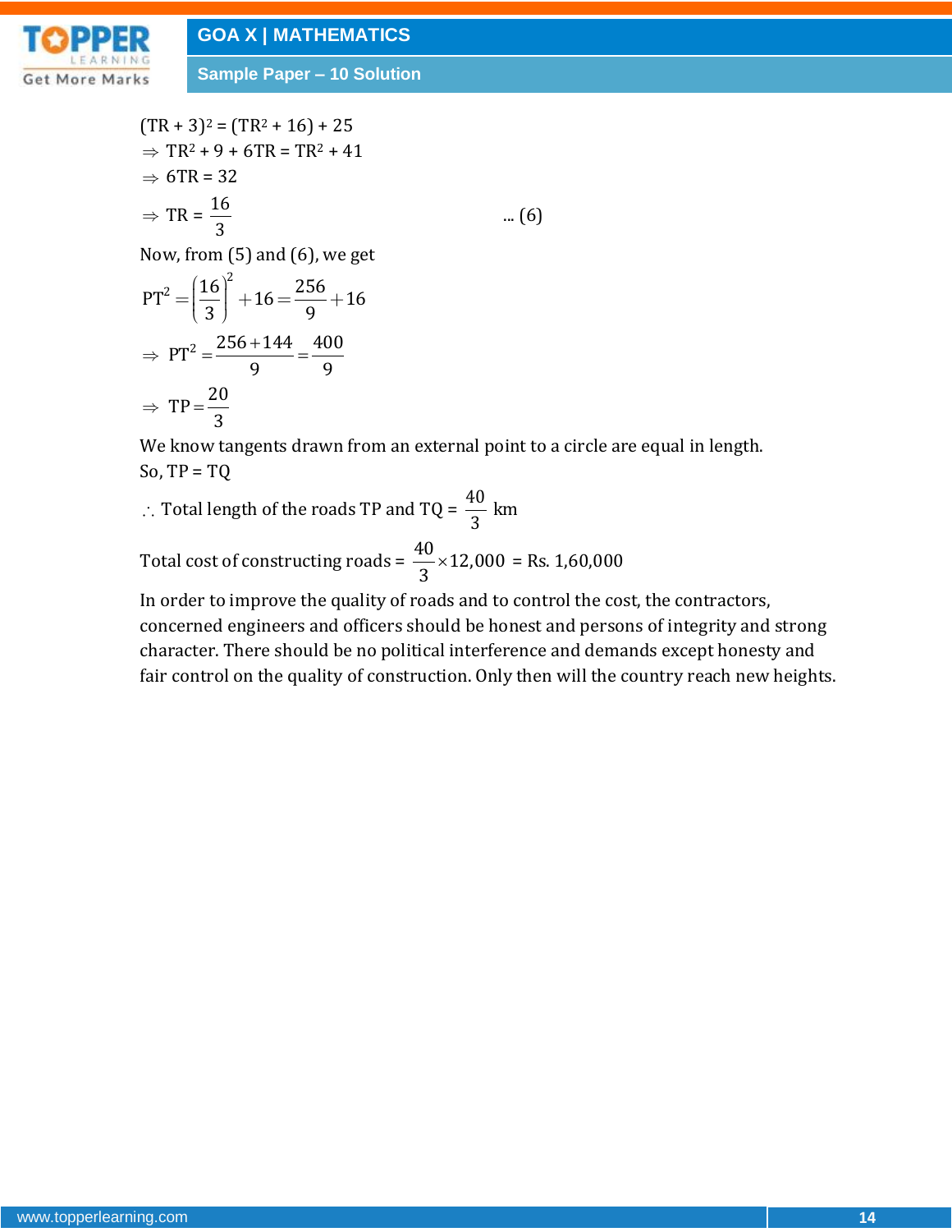$(TR + 3)^2 = (TR^2 + 16) + 25$

$\Rightarrow TR^2 + 9 + 6TR = TR^2 + 41$

$\Rightarrow 6TR = 32$

$\Rightarrow TR = \dfrac{16}{3}$ ... (6)

Now, from (5) and (6), we get

$$PT^2 = \left(\frac{16}{3}\right)^2 + 16 = \frac{256}{9} + 16$$

$$\Rightarrow PT^2 = \frac{256 + 144}{9} = \frac{400}{9}$$

$$\Rightarrow TP = \frac{20}{3}$$

We know tangents drawn from an external point to a circle are equal in length.

So, TP = TQ

$\therefore$ Total length of the roads TP and TQ = $\dfrac{40}{3}$ km

Total cost of constructing roads = $\dfrac{40}{3} \times 12{,}000$ = Rs. 1,60,000

In order to improve the quality of roads and to control the cost, the contractors, concerned engineers and officers should be honest and persons of integrity and strong character. There should be no political interference and demands except honesty and fair control on the quality of construction. Only then will the country reach new heights.